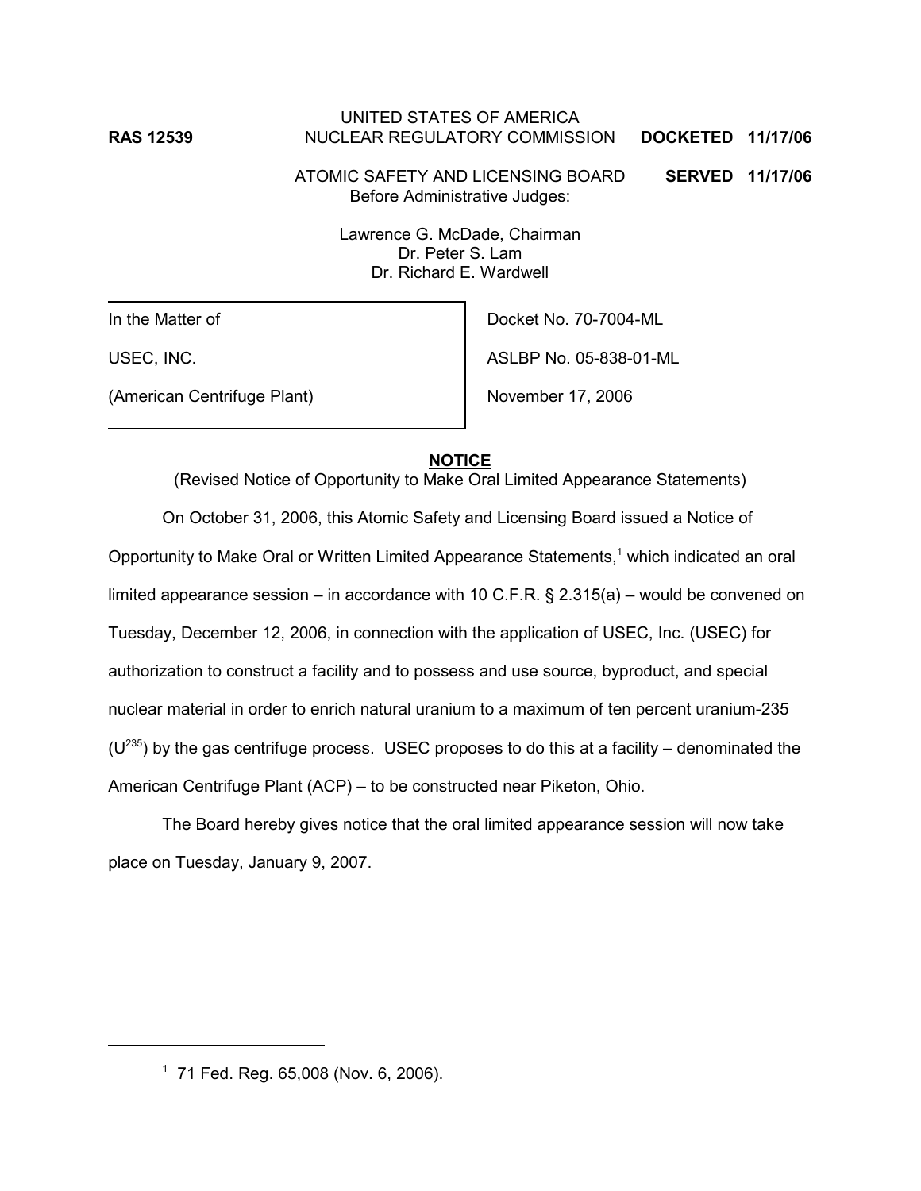RAS 12539

UNITED STATES OF AMERICA
NUCLEAR REGULATORY COMMISSION

**DOCKETED 11/17/06**

ATOMIC SAFETY AND LICENSING BOARD
Before Administrative Judges:

**SERVED 11/17/06**

Lawrence G. McDade, Chairman
Dr. Peter S. Lam
Dr. Richard E. Wardwell

| In the Matter of | Docket No. 70-7004-ML |
|---|---|
| USEC, INC. | ASLBP No. 05-838-01-ML |
| (American Centrifuge Plant) | November 17, 2006 |

**NOTICE**

(Revised Notice of Opportunity to Make Oral Limited Appearance Statements)

On October 31, 2006, this Atomic Safety and Licensing Board issued a Notice of Opportunity to Make Oral or Written Limited Appearance Statements,[1] which indicated an oral limited appearance session – in accordance with 10 C.F.R. § 2.315(a) – would be convened on Tuesday, December 12, 2006, in connection with the application of USEC, Inc. (USEC) for authorization to construct a facility and to possess and use source, byproduct, and special nuclear material in order to enrich natural uranium to a maximum of ten percent uranium-235 ($U^{235}$) by the gas centrifuge process. USEC proposes to do this at a facility – denominated the American Centrifuge Plant (ACP) – to be constructed near Piketon, Ohio.

The Board hereby gives notice that the oral limited appearance session will now take place on Tuesday, January 9, 2007.

---

[1] 71 Fed. Reg. 65,008 (Nov. 6, 2006).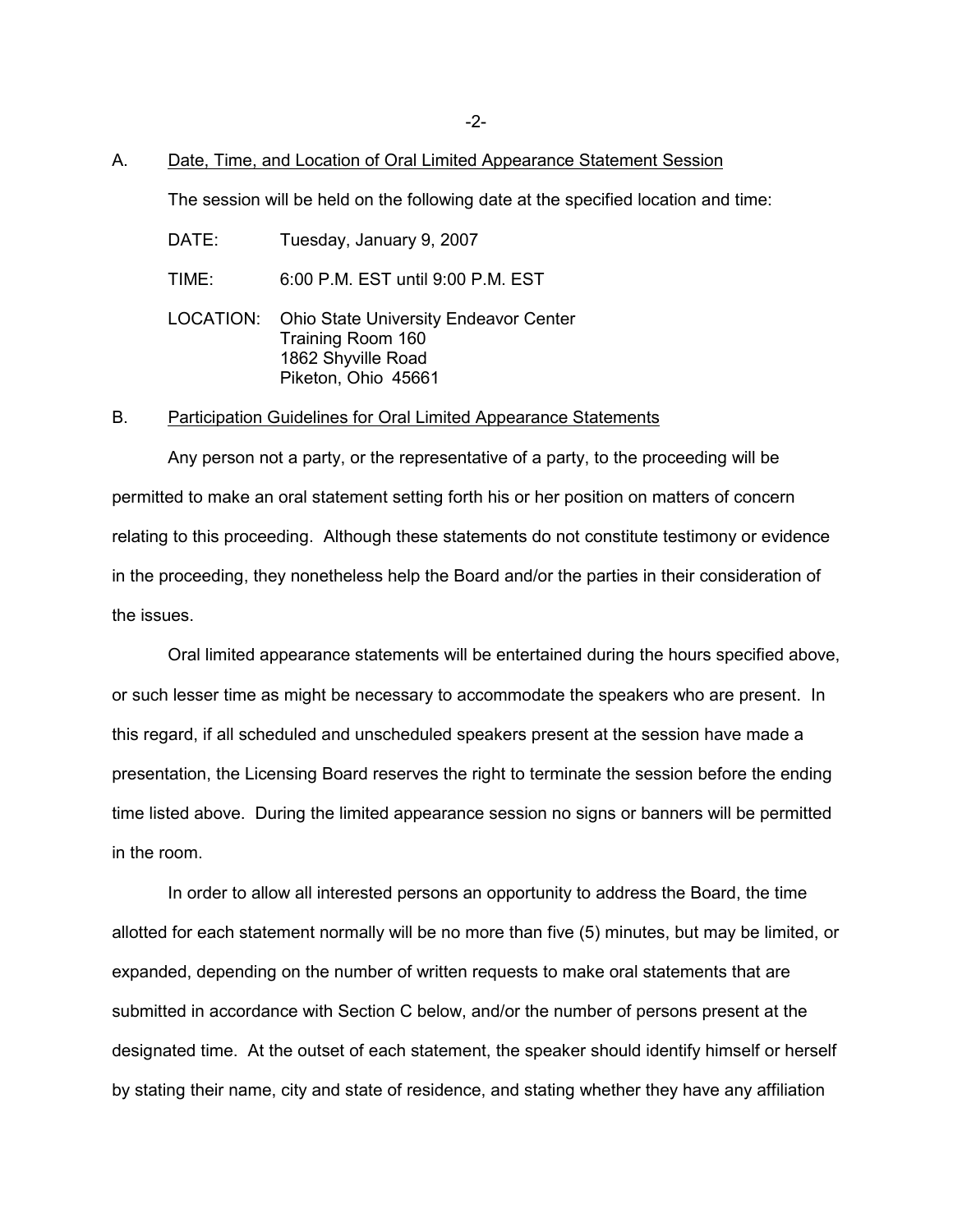A. <u>Date, Time, and Location of Oral Limited Appearance Statement Session</u>

The session will be held on the following date at the specified location and time:

DATE: Tuesday, January 9, 2007

TIME: 6:00 P.M. EST until 9:00 P.M. EST

LOCATION: Ohio State University Endeavor Center
Training Room 160
1862 Shyville Road
Piketon, Ohio 45661

B. <u>Participation Guidelines for Oral Limited Appearance Statements</u>

Any person not a party, or the representative of a party, to the proceeding will be permitted to make an oral statement setting forth his or her position on matters of concern relating to this proceeding. Although these statements do not constitute testimony or evidence in the proceeding, they nonetheless help the Board and/or the parties in their consideration of the issues.

Oral limited appearance statements will be entertained during the hours specified above, or such lesser time as might be necessary to accommodate the speakers who are present. In this regard, if all scheduled and unscheduled speakers present at the session have made a presentation, the Licensing Board reserves the right to terminate the session before the ending time listed above. During the limited appearance session no signs or banners will be permitted in the room.

In order to allow all interested persons an opportunity to address the Board, the time allotted for each statement normally will be no more than five (5) minutes, but may be limited, or expanded, depending on the number of written requests to make oral statements that are submitted in accordance with Section C below, and/or the number of persons present at the designated time. At the outset of each statement, the speaker should identify himself or herself by stating their name, city and state of residence, and stating whether they have any affiliation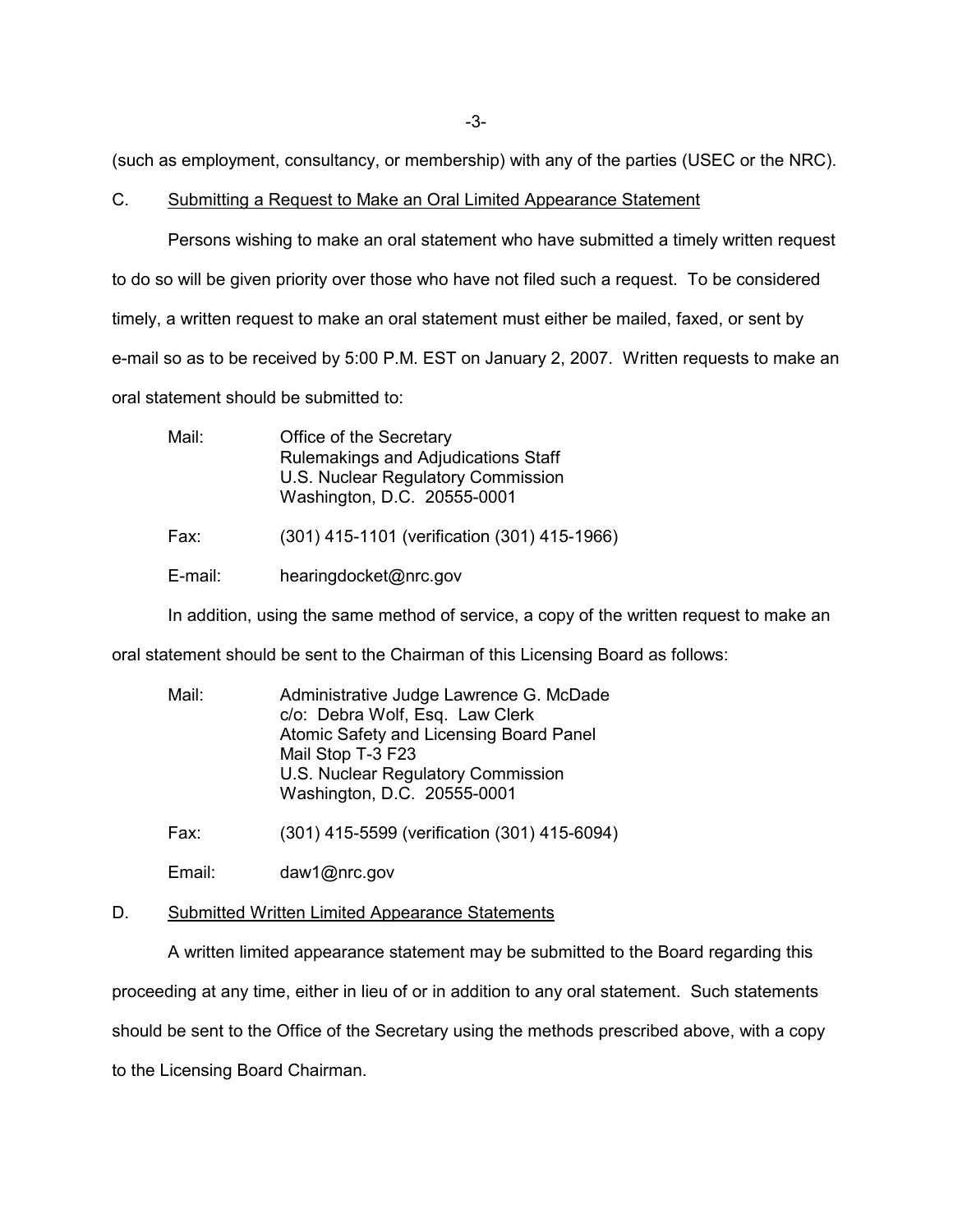(such as employment, consultancy, or membership) with any of the parties (USEC or the NRC).

C. Submitting a Request to Make an Oral Limited Appearance Statement

Persons wishing to make an oral statement who have submitted a timely written request to do so will be given priority over those who have not filed such a request. To be considered timely, a written request to make an oral statement must either be mailed, faxed, or sent by e-mail so as to be received by 5:00 P.M. EST on January 2, 2007. Written requests to make an oral statement should be submitted to:

Mail: Office of the Secretary
Rulemakings and Adjudications Staff
U.S. Nuclear Regulatory Commission
Washington, D.C. 20555-0001

Fax: (301) 415-1101 (verification (301) 415-1966)

E-mail: hearingdocket@nrc.gov

In addition, using the same method of service, a copy of the written request to make an oral statement should be sent to the Chairman of this Licensing Board as follows:

Mail: Administrative Judge Lawrence G. McDade
c/o: Debra Wolf, Esq. Law Clerk
Atomic Safety and Licensing Board Panel
Mail Stop T-3 F23
U.S. Nuclear Regulatory Commission
Washington, D.C. 20555-0001

Fax: (301) 415-5599 (verification (301) 415-6094)

Email: daw1@nrc.gov

D. Submitted Written Limited Appearance Statements

A written limited appearance statement may be submitted to the Board regarding this proceeding at any time, either in lieu of or in addition to any oral statement. Such statements should be sent to the Office of the Secretary using the methods prescribed above, with a copy to the Licensing Board Chairman.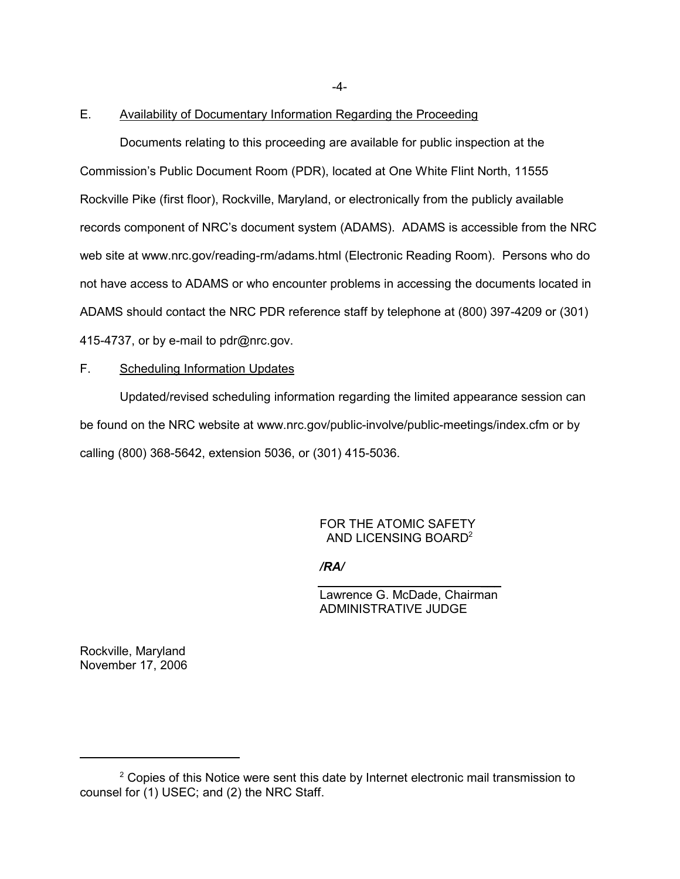E. Availability of Documentary Information Regarding the Proceeding

Documents relating to this proceeding are available for public inspection at the Commission's Public Document Room (PDR), located at One White Flint North, 11555 Rockville Pike (first floor), Rockville, Maryland, or electronically from the publicly available records component of NRC's document system (ADAMS). ADAMS is accessible from the NRC web site at www.nrc.gov/reading-rm/adams.html (Electronic Reading Room). Persons who do not have access to ADAMS or who encounter problems in accessing the documents located in ADAMS should contact the NRC PDR reference staff by telephone at (800) 397-4209 or (301) 415-4737, or by e-mail to pdr@nrc.gov.

F. Scheduling Information Updates

Updated/revised scheduling information regarding the limited appearance session can be found on the NRC website at www.nrc.gov/public-involve/public-meetings/index.cfm or by calling (800) 368-5642, extension 5036, or (301) 415-5036.

FOR THE ATOMIC SAFETY AND LICENSING BOARD[2]

*/RA/*

Lawrence G. McDade, Chairman
ADMINISTRATIVE JUDGE

Rockville, Maryland
November 17, 2006

[2] Copies of this Notice were sent this date by Internet electronic mail transmission to counsel for (1) USEC; and (2) the NRC Staff.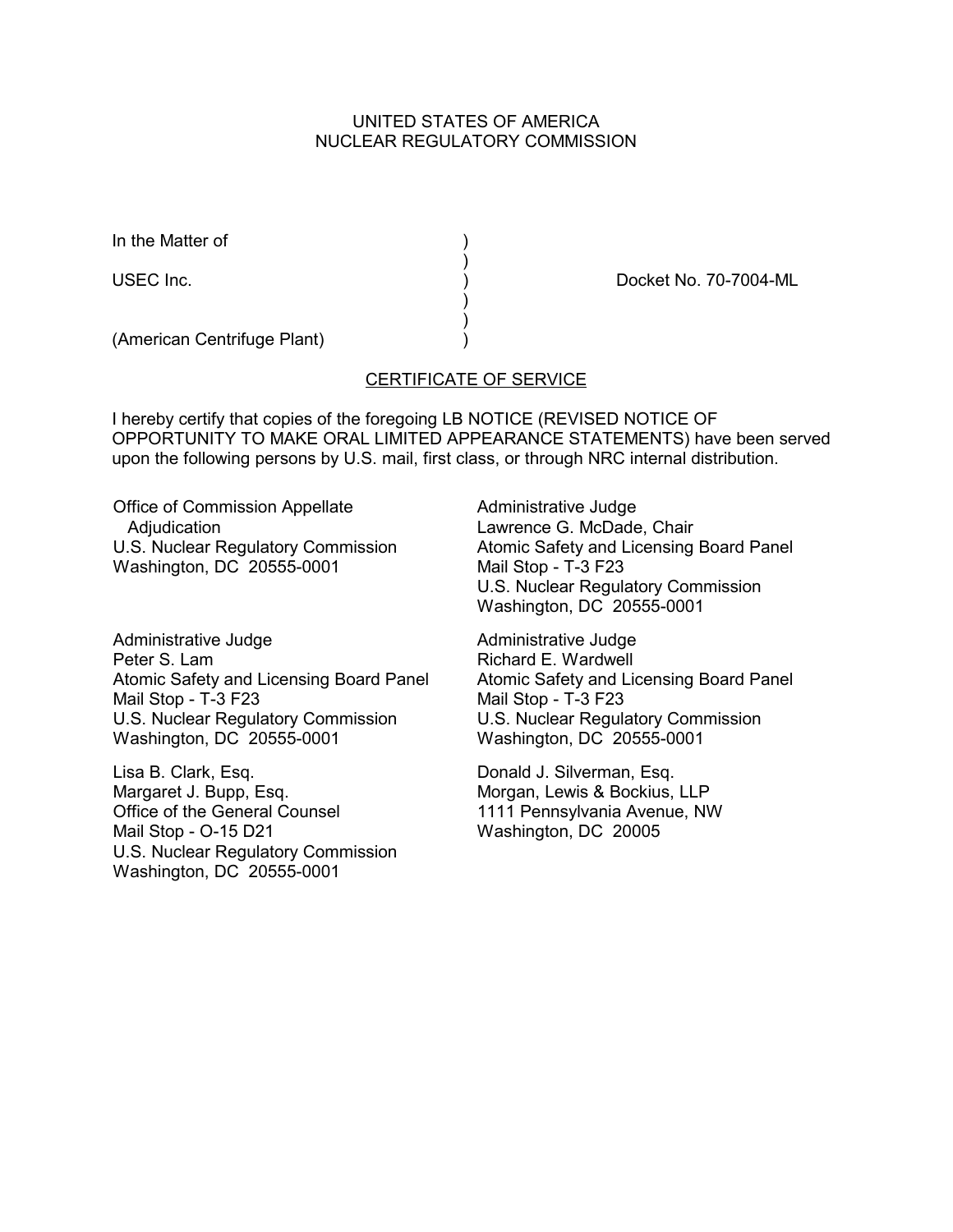UNITED STATES OF AMERICA
NUCLEAR REGULATORY COMMISSION

In the Matter of )
)
USEC Inc. ) Docket No. 70-7004-ML
)
)
(American Centrifuge Plant) )

CERTIFICATE OF SERVICE

I hereby certify that copies of the foregoing LB NOTICE (REVISED NOTICE OF OPPORTUNITY TO MAKE ORAL LIMITED APPEARANCE STATEMENTS) have been served upon the following persons by U.S. mail, first class, or through NRC internal distribution.

Office of Commission Appellate Adjudication
U.S. Nuclear Regulatory Commission
Washington, DC 20555-0001

Administrative Judge
Lawrence G. McDade, Chair
Atomic Safety and Licensing Board Panel
Mail Stop - T-3 F23
U.S. Nuclear Regulatory Commission
Washington, DC 20555-0001

Administrative Judge
Peter S. Lam
Atomic Safety and Licensing Board Panel
Mail Stop - T-3 F23
U.S. Nuclear Regulatory Commission
Washington, DC 20555-0001

Administrative Judge
Richard E. Wardwell
Atomic Safety and Licensing Board Panel
Mail Stop - T-3 F23
U.S. Nuclear Regulatory Commission
Washington, DC 20555-0001

Lisa B. Clark, Esq.
Margaret J. Bupp, Esq.
Office of the General Counsel
Mail Stop - O-15 D21
U.S. Nuclear Regulatory Commission
Washington, DC 20555-0001

Donald J. Silverman, Esq.
Morgan, Lewis & Bockius, LLP
1111 Pennsylvania Avenue, NW
Washington, DC 20005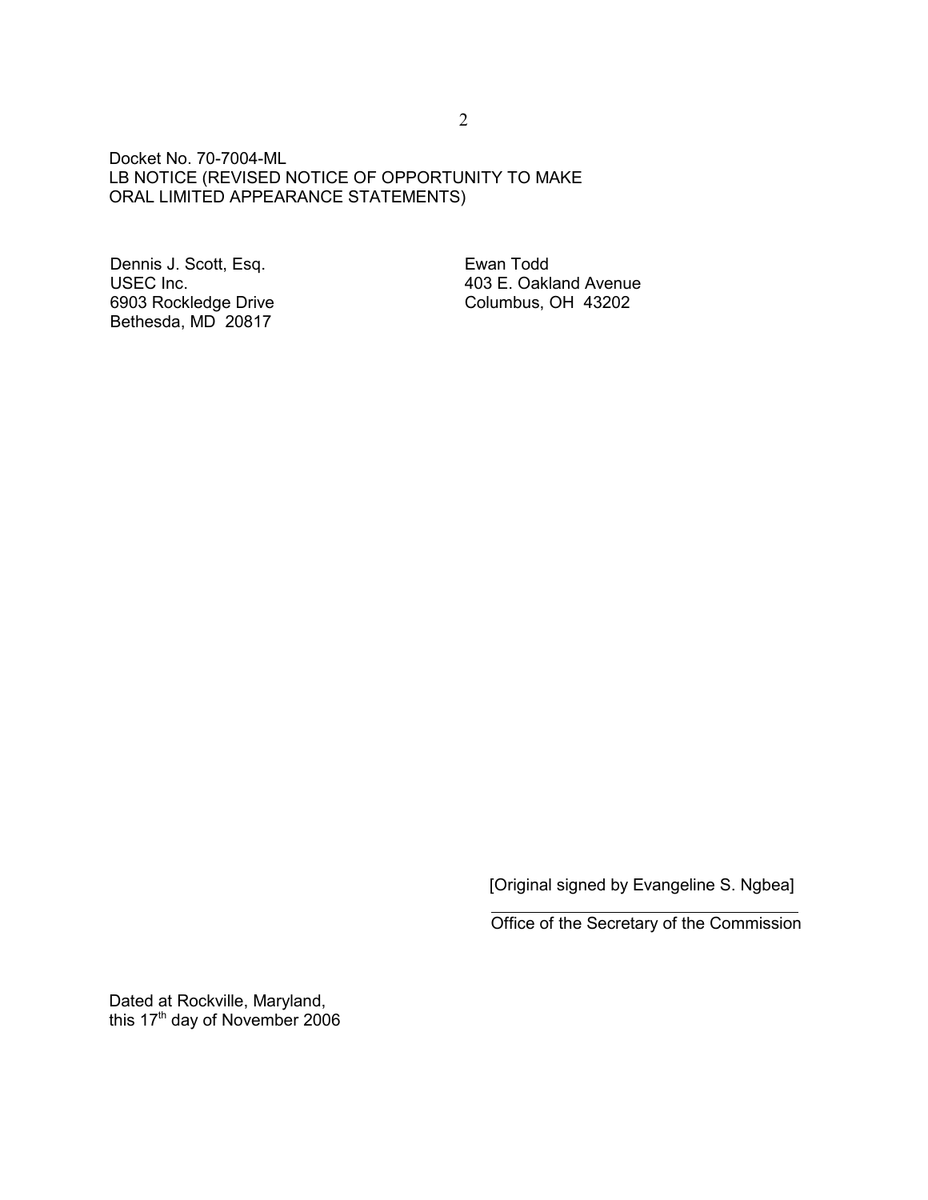Docket No. 70-7004-ML
LB NOTICE (REVISED NOTICE OF OPPORTUNITY TO MAKE ORAL LIMITED APPEARANCE STATEMENTS)

Dennis J. Scott, Esq.
USEC Inc.
6903 Rockledge Drive
Bethesda, MD 20817

Ewan Todd
403 E. Oakland Avenue
Columbus, OH 43202

[Original signed by Evangeline S. Ngbea]

Office of the Secretary of the Commission

Dated at Rockville, Maryland,
this 17th day of November 2006